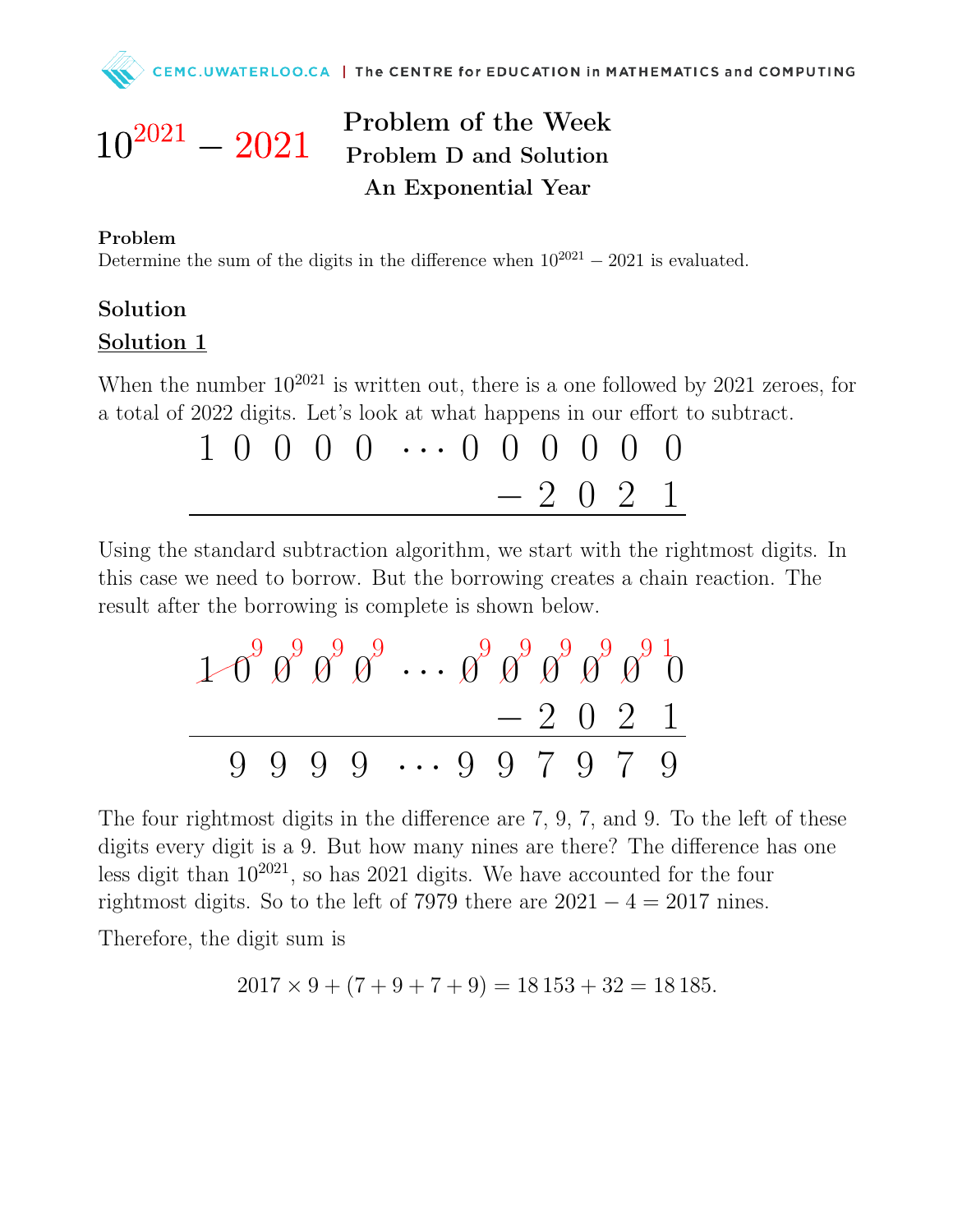$10^{2021} - 2021$

# Problem of the Week
## Problem D and Solution
## An Exponential Year

**Problem**

Determine the sum of the digits in the difference when $10^{2021} - 2021$ is evaluated.

## Solution

### Solution 1

When the number $10^{2021}$ is written out, there is a one followed by 2021 zeroes, for a total of 2022 digits. Let's look at what happens in our effort to subtract.

$$\begin{array}{r} 1\ 0\ 0\ 0\ 0\ \cdots\ 0\ 0\ 0\ 0\ 0\ 0 \\ -\ 2\ 0\ 2\ 1 \\ \hline \end{array}$$

Using the standard subtraction algorithm, we start with the rightmost digits. In this case we need to borrow. But the borrowing creates a chain reaction. The result after the borrowing is complete is shown below.

$$\begin{array}{r} \not{1}\ \not{0}^{9}\ \not{0}^{9}\ \not{0}^{9}\ \not{0}^{9}\ \cdots\ \not{0}^{9}\ \not{0}^{9}\ \not{0}^{9}\ \not{0}^{9}\ \not{0}^{9}\ {}^{1}0 \\ -\ 2\ 0\ 2\ 1 \\ \hline 9\ 9\ 9\ 9\ \cdots\ 9\ 9\ 7\ 9\ 7\ 9 \end{array}$$

The four rightmost digits in the difference are 7, 9, 7, and 9. To the left of these digits every digit is a 9. But how many nines are there? The difference has one less digit than $10^{2021}$, so has 2021 digits. We have accounted for the four rightmost digits. So to the left of 7979 there are $2021 - 4 = 2017$ nines.

Therefore, the digit sum is

$$2017 \times 9 + (7 + 9 + 7 + 9) = 18\,153 + 32 = 18\,185.$$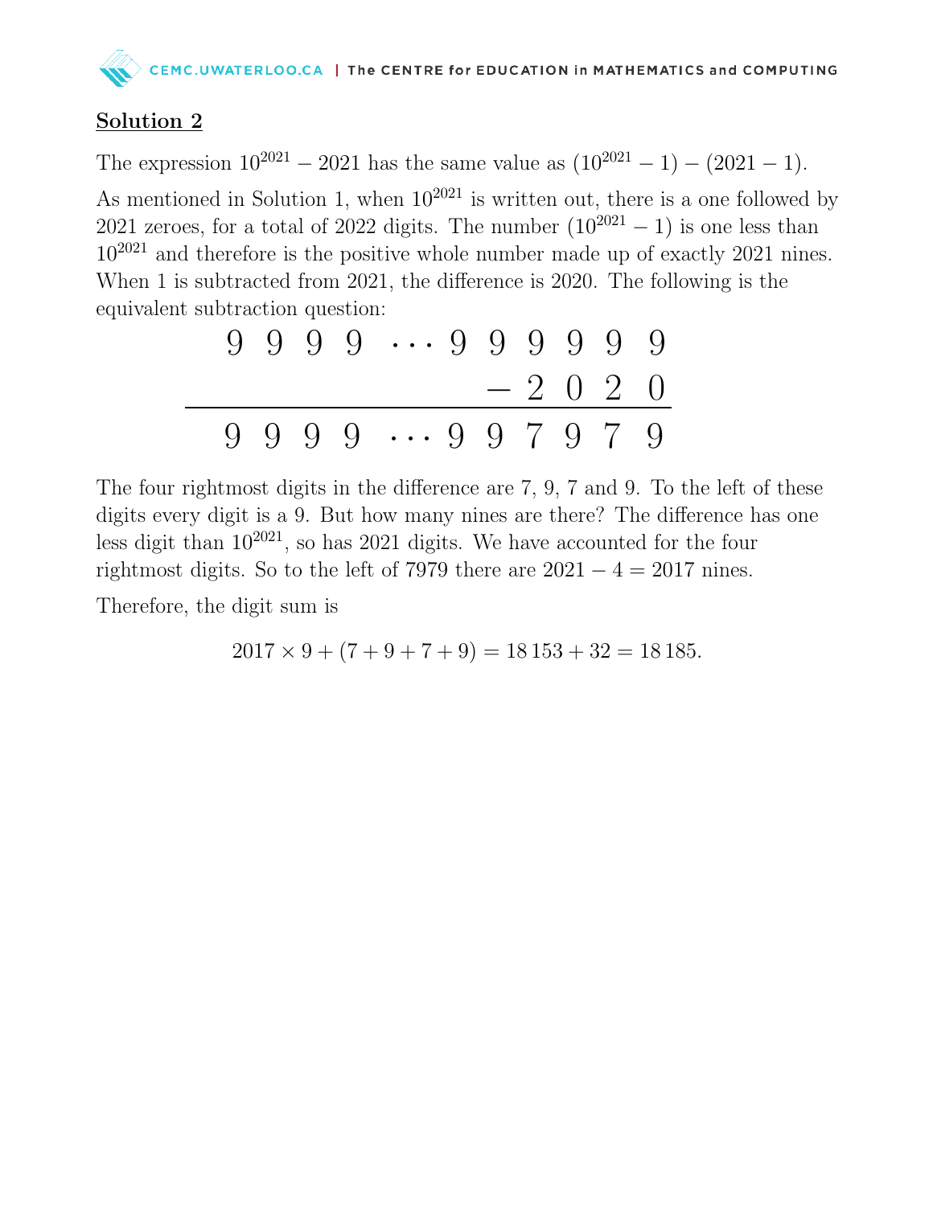**Solution 2**

The expression $10^{2021} - 2021$ has the same value as $(10^{2021} - 1) - (2021 - 1)$.

As mentioned in Solution 1, when $10^{2021}$ is written out, there is a one followed by 2021 zeroes, for a total of 2022 digits. The number $(10^{2021} - 1)$ is one less than $10^{2021}$ and therefore is the positive whole number made up of exactly 2021 nines. When 1 is subtracted from 2021, the difference is 2020. The following is the equivalent subtraction question:

$$\begin{array}{r} 9\ 9\ 9\ 9\ \cdots 9\ 9\ 9\ 9\ 9\ 9 \\ -\ 2\ 0\ 2\ 0 \\ \hline 9\ 9\ 9\ 9\ \cdots 9\ 9\ 7\ 9\ 7\ 9 \end{array}$$

The four rightmost digits in the difference are 7, 9, 7 and 9. To the left of these digits every digit is a 9. But how many nines are there? The difference has one less digit than $10^{2021}$, so has 2021 digits. We have accounted for the four rightmost digits. So to the left of 7979 there are $2021 - 4 = 2017$ nines.

Therefore, the digit sum is

$$2017 \times 9 + (7 + 9 + 7 + 9) = 18\,153 + 32 = 18\,185.$$